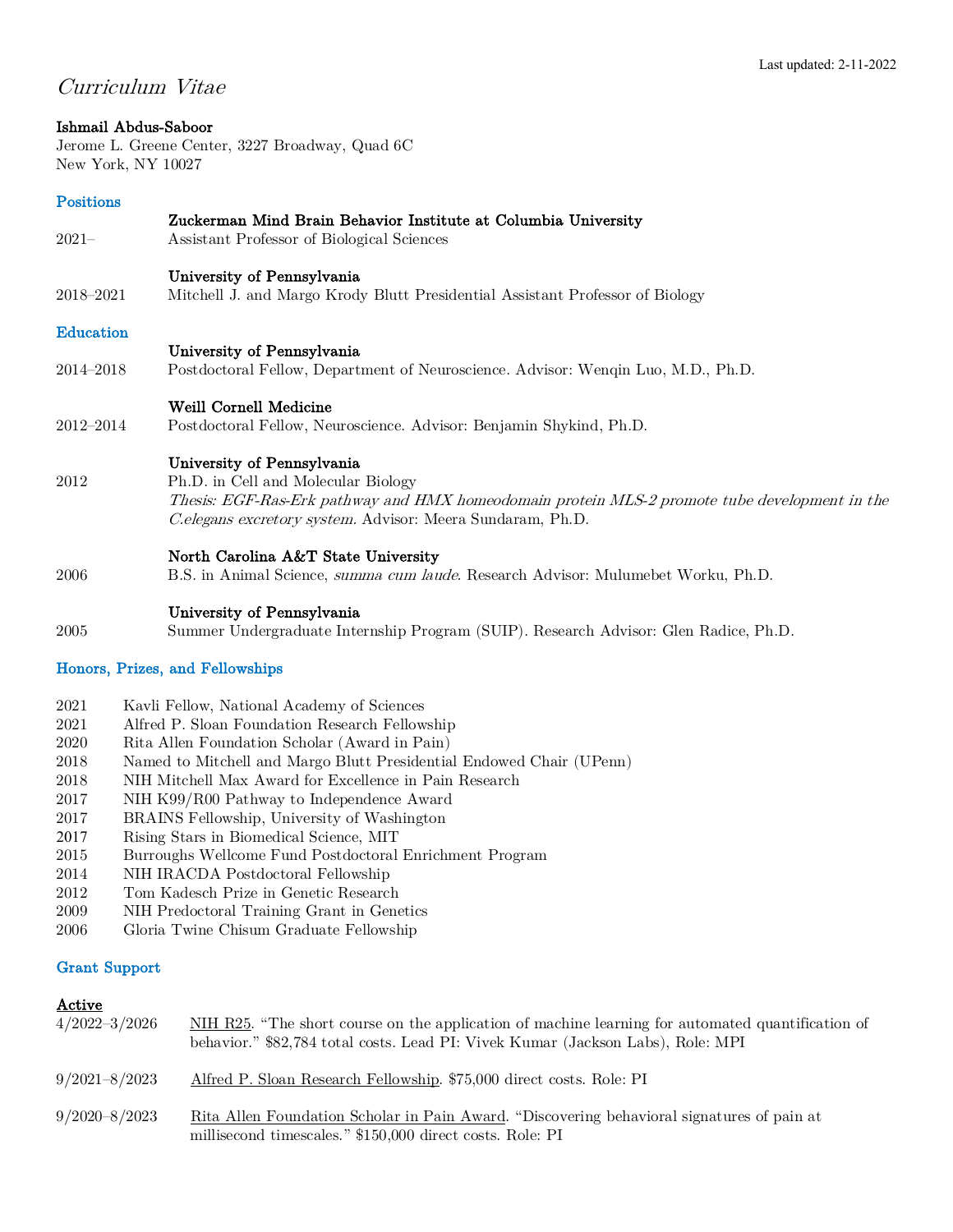Last updated: 2-11-2022

# *Curriculum Vitae*

**Ishmail Abdus-Saboor**
Jerome L. Greene Center, 3227 Broadway, Quad 6C
New York, NY 10027

## Positions

2021– **Zuckerman Mind Brain Behavior Institute at Columbia University**
Assistant Professor of Biological Sciences

2018–2021 **University of Pennsylvania**
Mitchell J. and Margo Krody Blutt Presidential Assistant Professor of Biology

## Education

2014–2018 **University of Pennsylvania**
Postdoctoral Fellow, Department of Neuroscience. Advisor: Wenqin Luo, M.D., Ph.D.

2012–2014 **Weill Cornell Medicine**
Postdoctoral Fellow, Neuroscience. Advisor: Benjamin Shykind, Ph.D.

2012 **University of Pennsylvania**
Ph.D. in Cell and Molecular Biology
*Thesis: EGF-Ras-Erk pathway and HMX homeodomain protein MLS-2 promote tube development in the C.elegans excretory system.* Advisor: Meera Sundaram, Ph.D.

2006 **North Carolina A&T State University**
B.S. in Animal Science, *summa cum laude*. Research Advisor: Mulumebet Worku, Ph.D.

2005 **University of Pennsylvania**
Summer Undergraduate Internship Program (SUIP). Research Advisor: Glen Radice, Ph.D.

## Honors, Prizes, and Fellowships

- 2021 Kavli Fellow, National Academy of Sciences
- 2021 Alfred P. Sloan Foundation Research Fellowship
- 2020 Rita Allen Foundation Scholar (Award in Pain)
- 2018 Named to Mitchell and Margo Blutt Presidential Endowed Chair (UPenn)
- 2018 NIH Mitchell Max Award for Excellence in Pain Research
- 2017 NIH K99/R00 Pathway to Independence Award
- 2017 BRAINS Fellowship, University of Washington
- 2017 Rising Stars in Biomedical Science, MIT
- 2015 Burroughs Wellcome Fund Postdoctoral Enrichment Program
- 2014 NIH IRACDA Postdoctoral Fellowship
- 2012 Tom Kadesch Prize in Genetic Research
- 2009 NIH Predoctoral Training Grant in Genetics
- 2006 Gloria Twine Chisum Graduate Fellowship

## Grant Support

**Active**

4/2022–3/2026 NIH R25. "The short course on the application of machine learning for automated quantification of behavior." $82,784 total costs. Lead PI: Vivek Kumar (Jackson Labs), Role: MPI

9/2021–8/2023 Alfred P. Sloan Research Fellowship. $75,000 direct costs. Role: PI

9/2020–8/2023 Rita Allen Foundation Scholar in Pain Award. "Discovering behavioral signatures of pain at millisecond timescales." $150,000 direct costs. Role: PI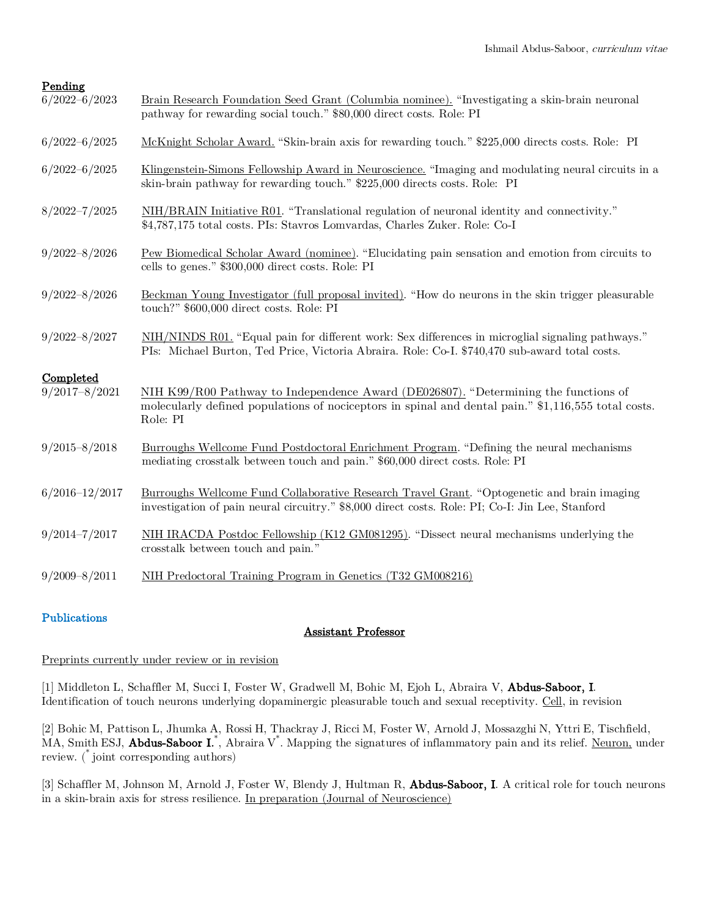**Pending**

6/2022–6/2023 Brain Research Foundation Seed Grant (Columbia nominee). "Investigating a skin-brain neuronal pathway for rewarding social touch." $80,000 direct costs. Role: PI

6/2022–6/2025 McKnight Scholar Award. "Skin-brain axis for rewarding touch." $225,000 directs costs. Role: PI

6/2022–6/2025 Klingenstein-Simons Fellowship Award in Neuroscience. "Imaging and modulating neural circuits in a skin-brain pathway for rewarding touch." $225,000 directs costs. Role: PI

8/2022–7/2025 NIH/BRAIN Initiative R01. "Translational regulation of neuronal identity and connectivity." $4,787,175 total costs. PIs: Stavros Lomvardas, Charles Zuker. Role: Co-I

9/2022–8/2026 Pew Biomedical Scholar Award (nominee). "Elucidating pain sensation and emotion from circuits to cells to genes." $300,000 direct costs. Role: PI

9/2022–8/2026 Beckman Young Investigator (full proposal invited). "How do neurons in the skin trigger pleasurable touch?" $600,000 direct costs. Role: PI

9/2022–8/2027 NIH/NINDS R01. "Equal pain for different work: Sex differences in microglial signaling pathways." PIs: Michael Burton, Ted Price, Victoria Abraira. Role: Co-I. $740,470 sub-award total costs.

**Completed**

9/2017–8/2021 NIH K99/R00 Pathway to Independence Award (DE026807). "Determining the functions of molecularly defined populations of nociceptors in spinal and dental pain." $1,116,555 total costs. Role: PI

9/2015–8/2018 Burroughs Wellcome Fund Postdoctoral Enrichment Program. "Defining the neural mechanisms mediating crosstalk between touch and pain." $60,000 direct costs. Role: PI

6/2016–12/2017 Burroughs Wellcome Fund Collaborative Research Travel Grant. "Optogenetic and brain imaging investigation of pain neural circuitry." $8,000 direct costs. Role: PI; Co-I: Jin Lee, Stanford

9/2014–7/2017 NIH IRACDA Postdoc Fellowship (K12 GM081295). "Dissect neural mechanisms underlying the crosstalk between touch and pain."

9/2009–8/2011 NIH Predoctoral Training Program in Genetics (T32 GM008216)

## Publications

### Assistant Professor

Preprints currently under review or in revision

[1] Middleton L, Schaffler M, Succi I, Foster W, Gradwell M, Bohic M, Ejoh L, Abraira V, **Abdus-Saboor, I**. Identification of touch neurons underlying dopaminergic pleasurable touch and sexual receptivity. Cell, in revision

[2] Bohic M, Pattison L, Jhumka A, Rossi H, Thackray J, Ricci M, Foster W, Arnold J, Mossazghi N, Yttri E, Tischfield, MA, Smith ESJ, **Abdus-Saboor I.***, Abraira V*. Mapping the signatures of inflammatory pain and its relief. Neuron, under review. (* joint corresponding authors)

[3] Schaffler M, Johnson M, Arnold J, Foster W, Blendy J, Hultman R, **Abdus-Saboor, I**. A critical role for touch neurons in a skin-brain axis for stress resilience. In preparation (Journal of Neuroscience)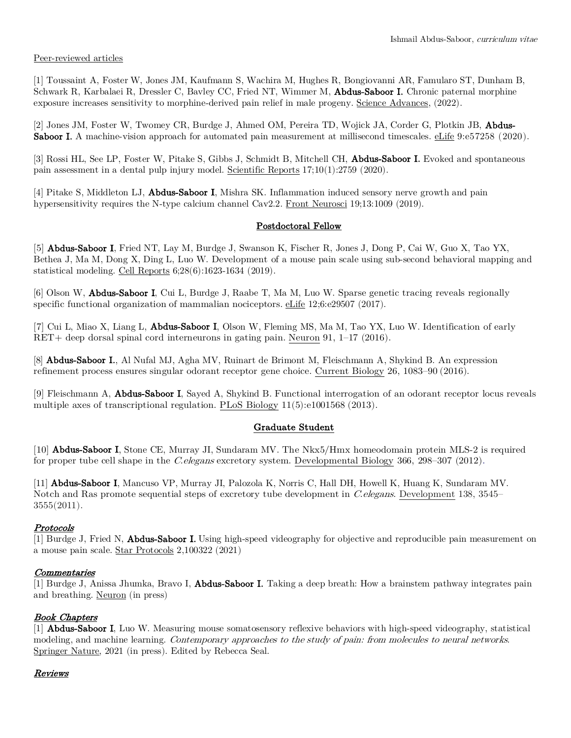<u>Peer-reviewed articles</u>

[1] Toussaint A, Foster W, Jones JM, Kaufmann S, Wachira M, Hughes R, Bongiovanni AR, Famularo ST, Dunham B, Schwark R, Karbalaei R, Dressler C, Bavley CC, Fried NT, Wimmer M, **Abdus-Saboor I.** Chronic paternal morphine exposure increases sensitivity to morphine-derived pain relief in male progeny. <u>Science Advances</u>, (2022).

[2] Jones JM, Foster W, Twomey CR, Burdge J, Ahmed OM, Pereira TD, Wojick JA, Corder G, Plotkin JB, **Abdus-Saboor I.** A machine-vision approach for automated pain measurement at millisecond timescales. <u>eLife</u> 9:e57258 (2020).

[3] Rossi HL, See LP, Foster W, Pitake S, Gibbs J, Schmidt B, Mitchell CH, **Abdus-Saboor I.** Evoked and spontaneous pain assessment in a dental pulp injury model. <u>Scientific Reports</u> 17;10(1):2759 (2020).

[4] Pitake S, Middleton LJ, **Abdus-Saboor I**, Mishra SK. Inflammation induced sensory nerve growth and pain hypersensitivity requires the N-type calcium channel Cav2.2. <u>Front Neurosci</u> 19;13:1009 (2019).

## <u>Postdoctoral Fellow</u>

[5] **Abdus-Saboor I**, Fried NT, Lay M, Burdge J, Swanson K, Fischer R, Jones J, Dong P, Cai W, Guo X, Tao YX, Bethea J, Ma M, Dong X, Ding L, Luo W. Development of a mouse pain scale using sub-second behavioral mapping and statistical modeling. <u>Cell Reports</u> 6;28(6):1623-1634 (2019).

[6] Olson W, **Abdus-Saboor I**, Cui L, Burdge J, Raabe T, Ma M, Luo W. Sparse genetic tracing reveals regionally specific functional organization of mammalian nociceptors. <u>eLife</u> 12;6:e29507 (2017).

[7] Cui L, Miao X, Liang L, **Abdus-Saboor I**, Olson W, Fleming MS, Ma M, Tao YX, Luo W. Identification of early RET+ deep dorsal spinal cord interneurons in gating pain. <u>Neuron</u> 91, 1–17 (2016).

[8] **Abdus-Saboor I.**, Al Nufal MJ, Agha MV, Ruinart de Brimont M, Fleischmann A, Shykind B. An expression refinement process ensures singular odorant receptor gene choice. <u>Current Biology</u> 26, 1083–90 (2016).

[9] Fleischmann A, **Abdus-Saboor I**, Sayed A, Shykind B. Functional interrogation of an odorant receptor locus reveals multiple axes of transcriptional regulation. <u>PLoS Biology</u> 11(5):e1001568 (2013).

## <u>Graduate Student</u>

[10] **Abdus-Saboor I**, Stone CE, Murray JI, Sundaram MV. The Nkx5/Hmx homeodomain protein MLS-2 is required for proper tube cell shape in the *C.elegans* excretory system. <u>Developmental Biology</u> 366, 298–307 (2012).

[11] **Abdus-Saboor I**, Mancuso VP, Murray JI, Palozola K, Norris C, Hall DH, Howell K, Huang K, Sundaram MV. Notch and Ras promote sequential steps of excretory tube development in *C.elegans*. <u>Development</u> 138, 3545–3555(2011).

### *<u>Protocols</u>*

[1] Burdge J, Fried N, **Abdus-Saboor I.** Using high-speed videography for objective and reproducible pain measurement on a mouse pain scale. <u>Star Protocols</u> 2,100322 (2021)

### *<u>Commentaries</u>*

[1] Burdge J, Anissa Jhumka, Bravo I, **Abdus-Saboor I.** Taking a deep breath: How a brainstem pathway integrates pain and breathing. <u>Neuron</u> (in press)

### *<u>Book Chapters</u>*

[1] **Abdus-Saboor I**, Luo W. Measuring mouse somatosensory reflexive behaviors with high-speed videography, statistical modeling, and machine learning. *Contemporary approaches to the study of pain: from molecules to neural networks.* <u>Springer Nature</u>, 2021 (in press). Edited by Rebecca Seal.

### *<u>Reviews</u>*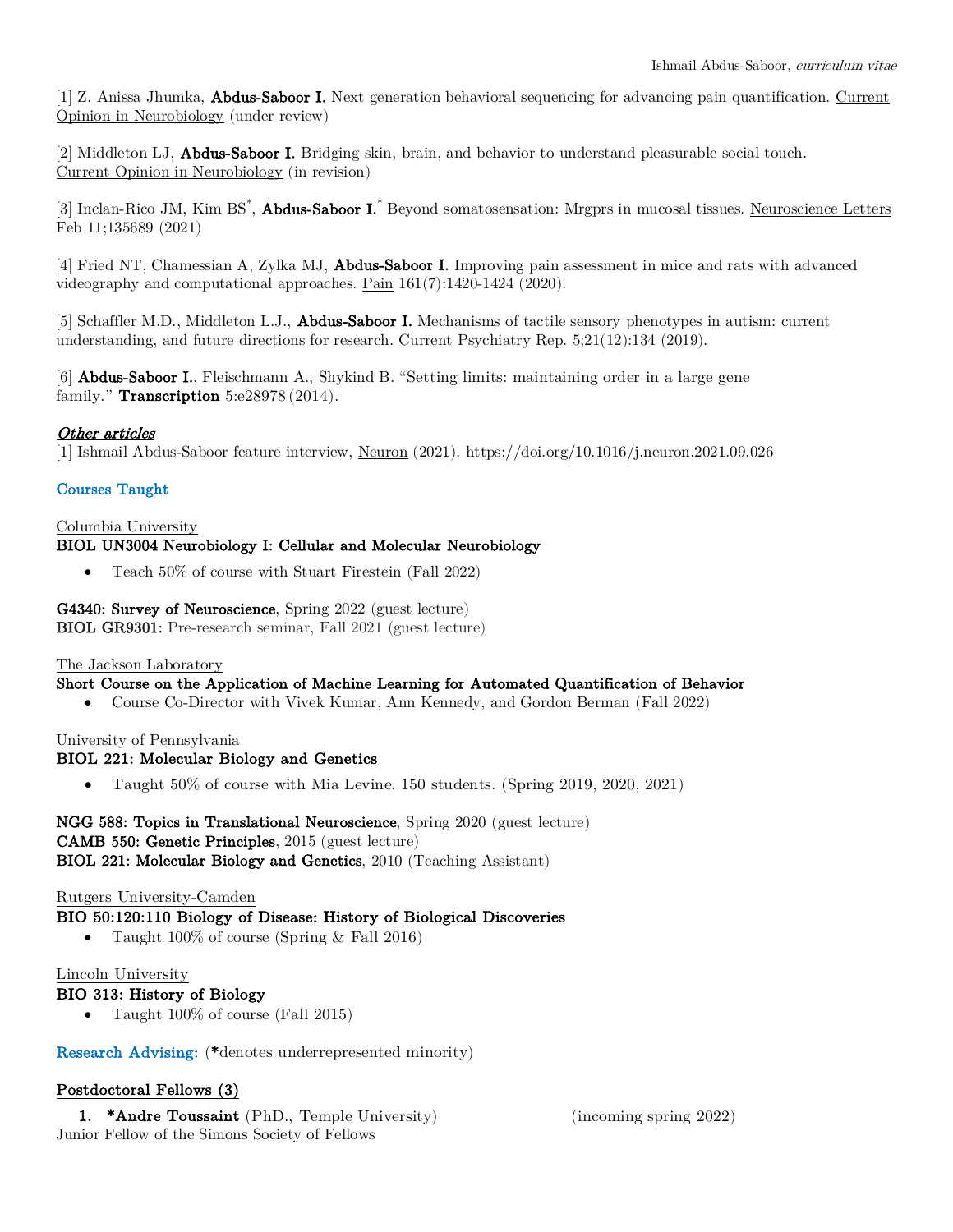[1] Z. Anissa Jhumka, **Abdus-Saboor I.** Next generation behavioral sequencing for advancing pain quantification. Current Opinion in Neurobiology (under review)

[2] Middleton LJ, **Abdus-Saboor I.** Bridging skin, brain, and behavior to understand pleasurable social touch. Current Opinion in Neurobiology (in revision)

[3] Inclan-Rico JM, Kim BS*, **Abdus-Saboor I.*** Beyond somatosensation: Mrgprs in mucosal tissues. Neuroscience Letters Feb 11;135689 (2021)

[4] Fried NT, Chamessian A, Zylka MJ, **Abdus-Saboor I.** Improving pain assessment in mice and rats with advanced videography and computational approaches. Pain 161(7):1420-1424 (2020).

[5] Schaffler M.D., Middleton L.J., **Abdus-Saboor I.** Mechanisms of tactile sensory phenotypes in autism: current understanding, and future directions for research. Current Psychiatry Rep. 5;21(12):134 (2019).

[6] **Abdus-Saboor I.**, Fleischmann A., Shykind B. "Setting limits: maintaining order in a large gene family." **Transcription** 5:e28978 (2014).

***Other articles***

[1] Ishmail Abdus-Saboor feature interview, Neuron (2021). https://doi.org/10.1016/j.neuron.2021.09.026

### Courses Taught

Columbia University

**BIOL UN3004 Neurobiology I: Cellular and Molecular Neurobiology**

- Teach 50% of course with Stuart Firestein (Fall 2022)

**G4340: Survey of Neuroscience**, Spring 2022 (guest lecture)
**BIOL GR9301:** Pre-research seminar, Fall 2021 (guest lecture)

The Jackson Laboratory

**Short Course on the Application of Machine Learning for Automated Quantification of Behavior**

- Course Co-Director with Vivek Kumar, Ann Kennedy, and Gordon Berman (Fall 2022)

University of Pennsylvania

**BIOL 221: Molecular Biology and Genetics**

- Taught 50% of course with Mia Levine. 150 students. (Spring 2019, 2020, 2021)

**NGG 588: Topics in Translational Neuroscience**, Spring 2020 (guest lecture)
**CAMB 550: Genetic Principles**, 2015 (guest lecture)
**BIOL 221: Molecular Biology and Genetics**, 2010 (Teaching Assistant)

Rutgers University-Camden

**BIO 50:120:110 Biology of Disease: History of Biological Discoveries**

- Taught 100% of course (Spring & Fall 2016)

Lincoln University

**BIO 313: History of Biology**

- Taught 100% of course (Fall 2015)

### Research Advising: (*denotes underrepresented minority)

**Postdoctoral Fellows (3)**

1. ***Andre Toussaint** (PhD., Temple University) (incoming spring 2022)
Junior Fellow of the Simons Society of Fellows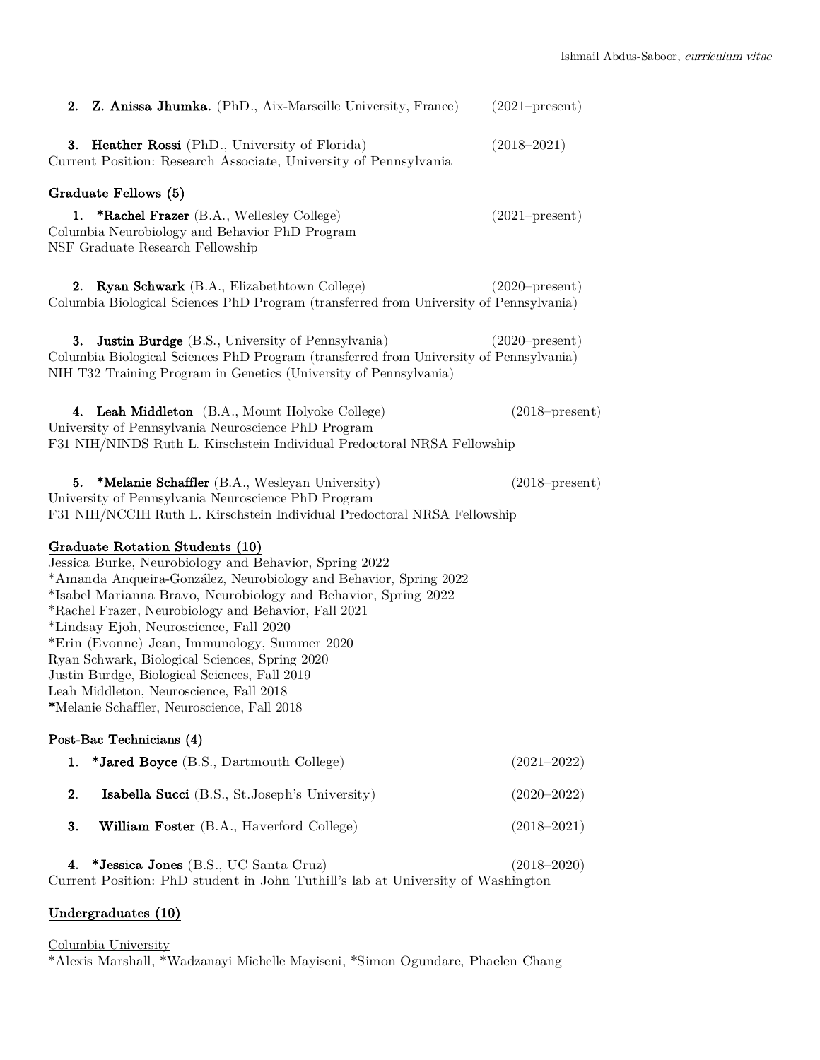2. **Z. Anissa Jhumka.** (PhD., Aix-Marseille University, France) (2021–present)

3. **Heather Rossi** (PhD., University of Florida) (2018–2021)
Current Position: Research Associate, University of Pennsylvania

Graduate Fellows (5)

1. ***Rachel Frazer** (B.A., Wellesley College) (2021–present)
Columbia Neurobiology and Behavior PhD Program
NSF Graduate Research Fellowship

2. **Ryan Schwark** (B.A., Elizabethtown College) (2020–present)
Columbia Biological Sciences PhD Program (transferred from University of Pennsylvania)

3. **Justin Burdge** (B.S., University of Pennsylvania) (2020–present)
Columbia Biological Sciences PhD Program (transferred from University of Pennsylvania)
NIH T32 Training Program in Genetics (University of Pennsylvania)

4. **Leah Middleton** (B.A., Mount Holyoke College) (2018–present)
University of Pennsylvania Neuroscience PhD Program
F31 NIH/NINDS Ruth L. Kirschstein Individual Predoctoral NRSA Fellowship

5. ***Melanie Schaffler** (B.A., Wesleyan University) (2018–present)
University of Pennsylvania Neuroscience PhD Program
F31 NIH/NCCIH Ruth L. Kirschstein Individual Predoctoral NRSA Fellowship

Graduate Rotation Students (10)

Jessica Burke, Neurobiology and Behavior, Spring 2022
*Amanda Anqueira-González, Neurobiology and Behavior, Spring 2022
*Isabel Marianna Bravo, Neurobiology and Behavior, Spring 2022
*Rachel Frazer, Neurobiology and Behavior, Fall 2021
*Lindsay Ejoh, Neuroscience, Fall 2020
*Erin (Evonne) Jean, Immunology, Summer 2020
Ryan Schwark, Biological Sciences, Spring 2020
Justin Burdge, Biological Sciences, Fall 2019
Leah Middleton, Neuroscience, Fall 2018
*Melanie Schaffler, Neuroscience, Fall 2018

Post-Bac Technicians (4)

1. ***Jared Boyce** (B.S., Dartmouth College) (2021–2022)

2. **Isabella Succi** (B.S., St.Joseph's University) (2020–2022)

3. **William Foster** (B.A., Haverford College) (2018–2021)

4. ***Jessica Jones** (B.S., UC Santa Cruz) (2018–2020)
Current Position: PhD student in John Tuthill's lab at University of Washington

Undergraduates (10)

Columbia University
*Alexis Marshall, *Wadzanayi Michelle Mayiseni, *Simon Ogundare, Phaelen Chang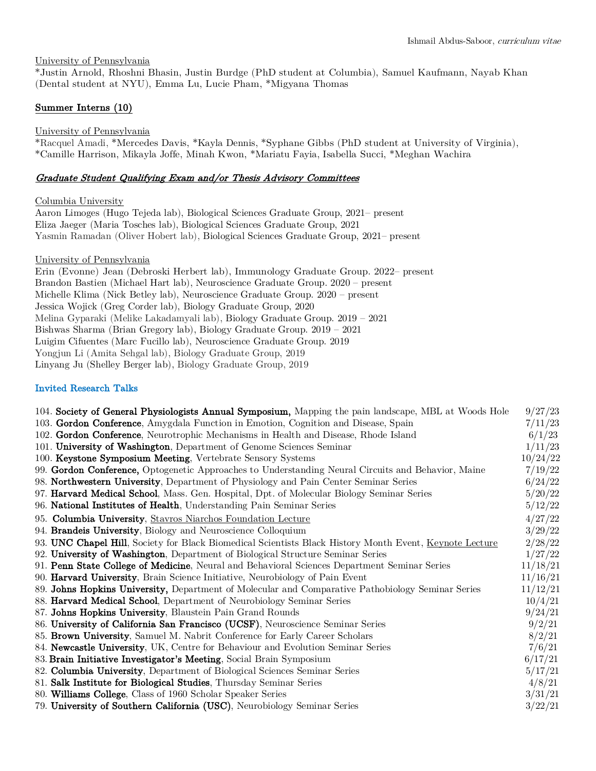University of Pennsylvania
*Justin Arnold, Rhoshni Bhasin, Justin Burdge (PhD student at Columbia), Samuel Kaufmann, Nayab Khan (Dental student at NYU), Emma Lu, Lucie Pham, *Migyana Thomas

## Summer Interns (10)

University of Pennsylvania
*Racquel Amadi, *Mercedes Davis, *Kayla Dennis, *Syphane Gibbs (PhD student at University of Virginia), *Camille Harrison, Mikayla Joffe, Minah Kwon, *Mariatu Fayia, Isabella Succi, *Meghan Wachira

## *Graduate Student Qualifying Exam and/or Thesis Advisory Committees*

Columbia University
Aaron Limoges (Hugo Tejeda lab), Biological Sciences Graduate Group, 2021– present
Eliza Jaeger (Maria Tosches lab), Biological Sciences Graduate Group, 2021
Yasmin Ramadan (Oliver Hobert lab), Biological Sciences Graduate Group, 2021– present

University of Pennsylvania
Erin (Evonne) Jean (Debroski Herbert lab), Immunology Graduate Group. 2022– present
Brandon Bastien (Michael Hart lab), Neuroscience Graduate Group. 2020 – present
Michelle Klima (Nick Betley lab), Neuroscience Graduate Group. 2020 – present
Jessica Wojick (Greg Corder lab), Biology Graduate Group, 2020
Melina Gyparaki (Melike Lakadamyali lab), Biology Graduate Group. 2019 – 2021
Bishwas Sharma (Brian Gregory lab), Biology Graduate Group. 2019 – 2021
Luigim Cifuentes (Marc Fucillo lab), Neuroscience Graduate Group. 2019
Yongjun Li (Amita Sehgal lab), Biology Graduate Group, 2019
Linyang Ju (Shelley Berger lab), Biology Graduate Group, 2019

## Invited Research Talks

| | |
|---|---|
| 104. **Society of General Physiologists Annual Symposium,** Mapping the pain landscape, MBL at Woods Hole | 9/27/23 |
| 103. **Gordon Conference**, Amygdala Function in Emotion, Cognition and Disease, Spain | 7/11/23 |
| 102. **Gordon Conference**, Neurotrophic Mechanisms in Health and Disease, Rhode Island | 6/1/23 |
| 101. **University of Washington**, Department of Genome Sciences Seminar | 1/11/23 |
| 100. **Keystone Symposium Meeting**, Vertebrate Sensory Systems | 10/24/22 |
| 99. **Gordon Conference,** Optogenetic Approaches to Understanding Neural Circuits and Behavior, Maine | 7/19/22 |
| 98. **Northwestern University**, Department of Physiology and Pain Center Seminar Series | 6/24/22 |
| 97. **Harvard Medical School**, Mass. Gen. Hospital, Dpt. of Molecular Biology Seminar Series | 5/20/22 |
| 96. **National Institutes of Health**, Understanding Pain Seminar Series | 5/12/22 |
| 95. **Columbia University**, Stavros Niarchos Foundation Lecture | 4/27/22 |
| 94. **Brandeis University**, Biology and Neuroscience Colloquium | 3/29/22 |
| 93. **UNC Chapel Hill**, Society for Black Biomedical Scientists Black History Month Event, Keynote Lecture | 2/28/22 |
| 92. **University of Washington**, Department of Biological Structure Seminar Series | 1/27/22 |
| 91. **Penn State College of Medicine**, Neural and Behavioral Sciences Department Seminar Series | 11/18/21 |
| 90. **Harvard University**, Brain Science Initiative, Neurobiology of Pain Event | 11/16/21 |
| 89. **Johns Hopkins University,** Department of Molecular and Comparative Pathobiology Seminar Series | 11/12/21 |
| 88. **Harvard Medical School**, Department of Neurobiology Seminar Series | 10/4/21 |
| 87. **Johns Hopkins University**, Blaustein Pain Grand Rounds | 9/24/21 |
| 86. **University of California San Francisco (UCSF)**, Neuroscience Seminar Series | 9/2/21 |
| 85. **Brown University**, Samuel M. Nabrit Conference for Early Career Scholars | 8/2/21 |
| 84. **Newcastle University**, UK, Centre for Behaviour and Evolution Seminar Series | 7/6/21 |
| 83. **Brain Initiative Investigator's Meeting**, Social Brain Symposium | 6/17/21 |
| 82. **Columbia University**, Department of Biological Sciences Seminar Series | 5/17/21 |
| 81. **Salk Institute for Biological Studies**, Thursday Seminar Series | 4/8/21 |
| 80. **Williams College**, Class of 1960 Scholar Speaker Series | 3/31/21 |
| 79. **University of Southern California (USC)**, Neurobiology Seminar Series | 3/22/21 |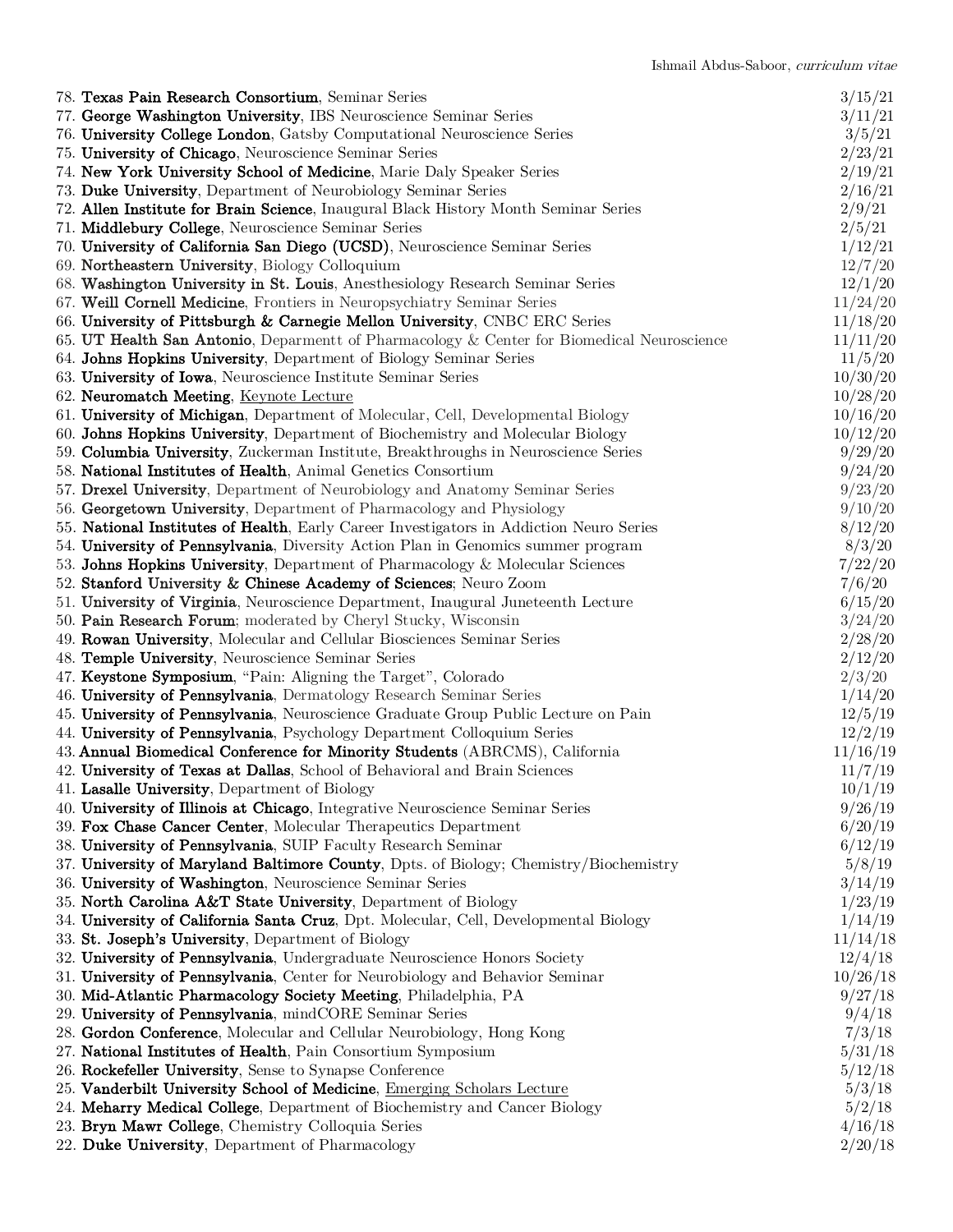78. **Texas Pain Research Consortium**, Seminar Series 3/15/21
77. **George Washington University**, IBS Neuroscience Seminar Series 3/11/21
76. **University College London**, Gatsby Computational Neuroscience Series 3/5/21
75. **University of Chicago**, Neuroscience Seminar Series 2/23/21
74. **New York University School of Medicine**, Marie Daly Speaker Series 2/19/21
73. **Duke University**, Department of Neurobiology Seminar Series 2/16/21
72. **Allen Institute for Brain Science**, Inaugural Black History Month Seminar Series 2/9/21
71. **Middlebury College**, Neuroscience Seminar Series 2/5/21
70. **University of California San Diego (UCSD)**, Neuroscience Seminar Series 1/12/21
69. **Northeastern University**, Biology Colloquium 12/7/20
68. **Washington University in St. Louis**, Anesthesiology Research Seminar Series 12/1/20
67. **Weill Cornell Medicine**, Frontiers in Neuropsychiatry Seminar Series 11/24/20
66. **University of Pittsburgh & Carnegie Mellon University**, CNBC ERC Series 11/18/20
65. **UT Health San Antonio**, Deparmentt of Pharmacology & Center for Biomedical Neuroscience 11/11/20
64. **Johns Hopkins University**, Department of Biology Seminar Series 11/5/20
63. **University of Iowa**, Neuroscience Institute Seminar Series 10/30/20
62. **Neuromatch Meeting**, Keynote Lecture 10/28/20
61. **University of Michigan**, Department of Molecular, Cell, Developmental Biology 10/16/20
60. **Johns Hopkins University**, Department of Biochemistry and Molecular Biology 10/12/20
59. **Columbia University**, Zuckerman Institute, Breakthroughs in Neuroscience Series 9/29/20
58. **National Institutes of Health**, Animal Genetics Consortium 9/24/20
57. **Drexel University**, Department of Neurobiology and Anatomy Seminar Series 9/23/20
56. **Georgetown University**, Department of Pharmacology and Physiology 9/10/20
55. **National Institutes of Health**, Early Career Investigators in Addiction Neuro Series 8/12/20
54. **University of Pennsylvania**, Diversity Action Plan in Genomics summer program 8/3/20
53. **Johns Hopkins University**, Department of Pharmacology & Molecular Sciences 7/22/20
52. **Stanford University & Chinese Academy of Sciences**; Neuro Zoom 7/6/20
51. **University of Virginia**, Neuroscience Department, Inaugural Juneteenth Lecture 6/15/20
50. **Pain Research Forum**; moderated by Cheryl Stucky, Wisconsin 3/24/20
49. **Rowan University**, Molecular and Cellular Biosciences Seminar Series 2/28/20
48. **Temple University**, Neuroscience Seminar Series 2/12/20
47. **Keystone Symposium**, "Pain: Aligning the Target", Colorado 2/3/20
46. **University of Pennsylvania**, Dermatology Research Seminar Series 1/14/20
45. **University of Pennsylvania**, Neuroscience Graduate Group Public Lecture on Pain 12/5/19
44. **University of Pennsylvania**, Psychology Department Colloquium Series 12/2/19
43. **Annual Biomedical Conference for Minority Students** (ABRCMS), California 11/16/19
42. **University of Texas at Dallas**, School of Behavioral and Brain Sciences 11/7/19
41. **Lasalle University**, Department of Biology 10/1/19
40. **University of Illinois at Chicago**, Integrative Neuroscience Seminar Series 9/26/19
39. **Fox Chase Cancer Center**, Molecular Therapeutics Department 6/20/19
38. **University of Pennsylvania**, SUIP Faculty Research Seminar 6/12/19
37. **University of Maryland Baltimore County**, Dpts. of Biology; Chemistry/Biochemistry 5/8/19
36. **University of Washington**, Neuroscience Seminar Series 3/14/19
35. **North Carolina A&T State University**, Department of Biology 1/23/19
34. **University of California Santa Cruz**, Dpt. Molecular, Cell, Developmental Biology 1/14/19
33. **St. Joseph's University**, Department of Biology 11/14/18
32. **University of Pennsylvania**, Undergraduate Neuroscience Honors Society 12/4/18
31. **University of Pennsylvania**, Center for Neurobiology and Behavior Seminar 10/26/18
30. **Mid-Atlantic Pharmacology Society Meeting**, Philadelphia, PA 9/27/18
29. **University of Pennsylvania**, mindCORE Seminar Series 9/4/18
28. **Gordon Conference**, Molecular and Cellular Neurobiology, Hong Kong 7/3/18
27. **National Institutes of Health**, Pain Consortium Symposium 5/31/18
26. **Rockefeller University**, Sense to Synapse Conference 5/12/18
25. **Vanderbilt University School of Medicine**, Emerging Scholars Lecture 5/3/18
24. **Meharry Medical College**, Department of Biochemistry and Cancer Biology 5/2/18
23. **Bryn Mawr College**, Chemistry Colloquia Series 4/16/18
22. **Duke University**, Department of Pharmacology 2/20/18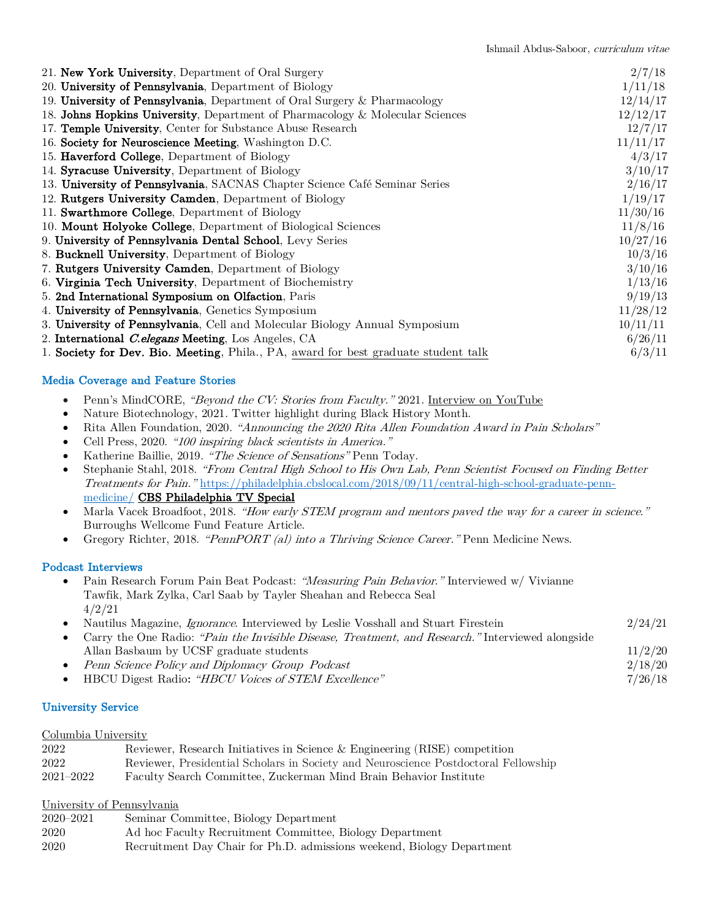21. **New York University**, Department of Oral Surgery 2/7/18
20. **University of Pennsylvania**, Department of Biology 1/11/18
19. **University of Pennsylvania**, Department of Oral Surgery & Pharmacology 12/14/17
18. **Johns Hopkins University**, Department of Pharmacology & Molecular Sciences 12/12/17
17. **Temple University**, Center for Substance Abuse Research 12/7/17
16. **Society for Neuroscience Meeting**, Washington D.C. 11/11/17
15. **Haverford College**, Department of Biology 4/3/17
14. **Syracuse University**, Department of Biology 3/10/17
13. **University of Pennsylvania**, SACNAS Chapter Science Café Seminar Series 2/16/17
12. **Rutgers University Camden**, Department of Biology 1/19/17
11. **Swarthmore College**, Department of Biology 11/30/16
10. **Mount Holyoke College**, Department of Biological Sciences 11/8/16
9. **University of Pennsylvania Dental School**, Levy Series 10/27/16
8. **Bucknell University**, Department of Biology 10/3/16
7. **Rutgers University Camden**, Department of Biology 3/10/16
6. **Virginia Tech University**, Department of Biochemistry 1/13/16
5. **2nd International Symposium on Olfaction**, Paris 9/19/13
4. **University of Pennsylvania**, Genetics Symposium 11/28/12
3. **University of Pennsylvania**, Cell and Molecular Biology Annual Symposium 10/11/11
2. **International *C.elegans* Meeting**, Los Angeles, CA 6/26/11
1. **Society for Dev. Bio. Meeting**, Phila., PA, award for best graduate student talk 6/3/11

## Media Coverage and Feature Stories

- Penn's MindCORE, *"Beyond the CV: Stories from Faculty."* 2021. Interview on YouTube
- Nature Biotechnology, 2021. Twitter highlight during Black History Month.
- Rita Allen Foundation, 2020. *"Announcing the 2020 Rita Allen Foundation Award in Pain Scholars"*
- Cell Press, 2020. *"100 inspiring black scientists in America."*
- Katherine Baillie, 2019. *"The Science of Sensations"* Penn Today.
- Stephanie Stahl, 2018. *"From Central High School to His Own Lab, Penn Scientist Focused on Finding Better Treatments for Pain."* https://philadelphia.cbslocal.com/2018/09/11/central-high-school-graduate-penn-medicine/ **CBS Philadelphia TV Special**
- Marla Vacek Broadfoot, 2018. *"How early STEM program and mentors paved the way for a career in science."* Burroughs Wellcome Fund Feature Article.
- Gregory Richter, 2018. *"PennPORT (al) into a Thriving Science Career."* Penn Medicine News.

## Podcast Interviews

- Pain Research Forum Pain Beat Podcast: *"Measuring Pain Behavior."* Interviewed w/ Vivianne Tawfik, Mark Zylka, Carl Saab by Tayler Sheahan and Rebecca Seal 4/2/21
- Nautilus Magazine, *Ignorance*. Interviewed by Leslie Vosshall and Stuart Firestein 2/24/21
- Carry the One Radio: *"Pain the Invisible Disease, Treatment, and Research."* Interviewed alongside Allan Basbaum by UCSF graduate students 11/2/20
- *Penn Science Policy and Diplomacy Group Podcast* 2/18/20
- HBCU Digest Radio: *"HBCU Voices of STEM Excellence"* 7/26/18

## University Service

Columbia University

| | |
|---|---|
| 2022 | Reviewer, Research Initiatives in Science & Engineering (RISE) competition |
| 2022 | Reviewer, Presidential Scholars in Society and Neuroscience Postdoctoral Fellowship |
| 2021–2022 | Faculty Search Committee, Zuckerman Mind Brain Behavior Institute |

University of Pennsylvania

| | |
|---|---|
| 2020–2021 | Seminar Committee, Biology Department |
| 2020 | Ad hoc Faculty Recruitment Committee, Biology Department |
| 2020 | Recruitment Day Chair for Ph.D. admissions weekend, Biology Department |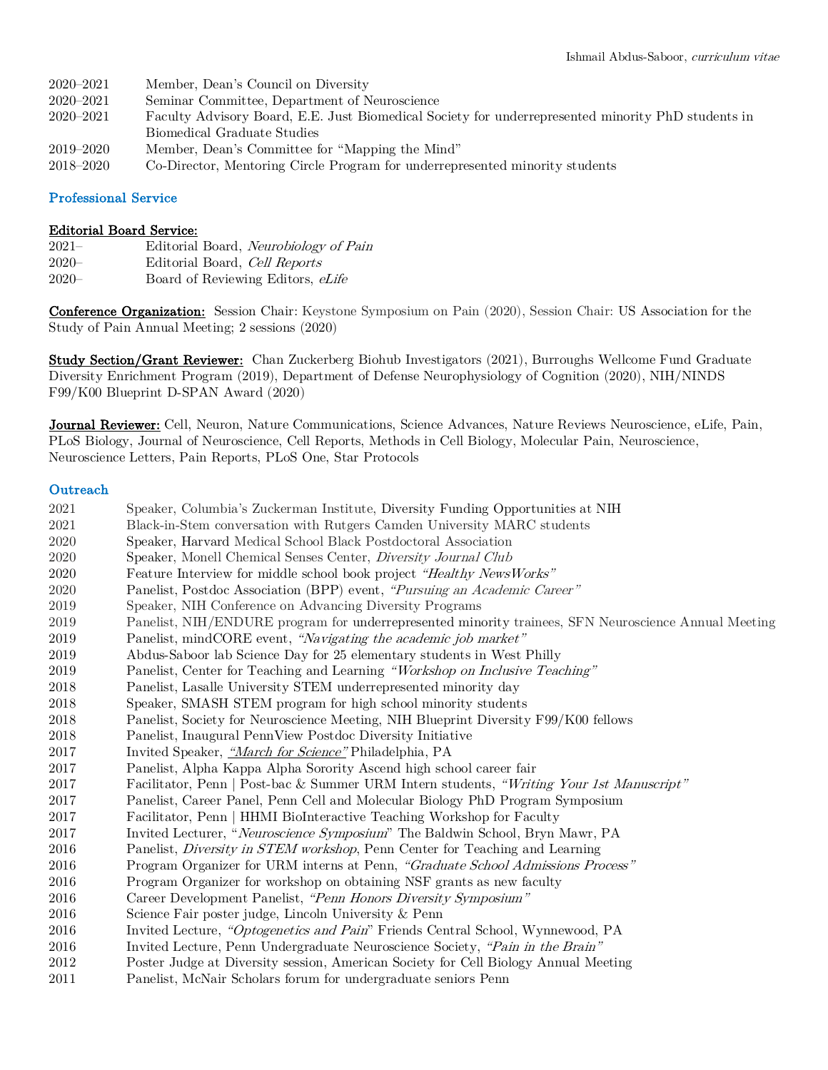2020–2021 Member, Dean's Council on Diversity
2020–2021 Seminar Committee, Department of Neuroscience
2020–2021 Faculty Advisory Board, E.E. Just Biomedical Society for underrepresented minority PhD students in Biomedical Graduate Studies
2019–2020 Member, Dean's Committee for "Mapping the Mind"
2018–2020 Co-Director, Mentoring Circle Program for underrepresented minority students

## Professional Service

**Editorial Board Service:**

2021– Editorial Board, *Neurobiology of Pain*
2020– Editorial Board, *Cell Reports*
2020– Board of Reviewing Editors, *eLife*

**Conference Organization:** Session Chair: Keystone Symposium on Pain (2020), Session Chair: US Association for the Study of Pain Annual Meeting; 2 sessions (2020)

**Study Section/Grant Reviewer:** Chan Zuckerberg Biohub Investigators (2021), Burroughs Wellcome Fund Graduate Diversity Enrichment Program (2019), Department of Defense Neurophysiology of Cognition (2020), NIH/NINDS F99/K00 Blueprint D-SPAN Award (2020)

**Journal Reviewer:** Cell, Neuron, Nature Communications, Science Advances, Nature Reviews Neuroscience, eLife, Pain, PLoS Biology, Journal of Neuroscience, Cell Reports, Methods in Cell Biology, Molecular Pain, Neuroscience, Neuroscience Letters, Pain Reports, PLoS One, Star Protocols

## Outreach

2021 Speaker, Columbia's Zuckerman Institute, Diversity Funding Opportunities at NIH
2021 Black-in-Stem conversation with Rutgers Camden University MARC students
2020 Speaker, Harvard Medical School Black Postdoctoral Association
2020 Speaker, Monell Chemical Senses Center, *Diversity Journal Club*
2020 Feature Interview for middle school book project *"Healthy NewsWorks"*
2020 Panelist, Postdoc Association (BPP) event, *"Pursuing an Academic Career"*
2019 Speaker, NIH Conference on Advancing Diversity Programs
2019 Panelist, NIH/ENDURE program for underrepresented minority trainees, SFN Neuroscience Annual Meeting
2019 Panelist, mindCORE event, *"Navigating the academic job market"*
2019 Abdus-Saboor lab Science Day for 25 elementary students in West Philly
2019 Panelist, Center for Teaching and Learning *"Workshop on Inclusive Teaching"*
2018 Panelist, Lasalle University STEM underrepresented minority day
2018 Speaker, SMASH STEM program for high school minority students
2018 Panelist, Society for Neuroscience Meeting, NIH Blueprint Diversity F99/K00 fellows
2018 Panelist, Inaugural PennView Postdoc Diversity Initiative
2017 Invited Speaker, *"March for Science"* Philadelphia, PA
2017 Panelist, Alpha Kappa Alpha Sorority Ascend high school career fair
2017 Facilitator, Penn | Post-bac & Summer URM Intern students, *"Writing Your 1st Manuscript"*
2017 Panelist, Career Panel, Penn Cell and Molecular Biology PhD Program Symposium
2017 Facilitator, Penn | HHMI BioInteractive Teaching Workshop for Faculty
2017 Invited Lecturer, "*Neuroscience Symposium*" The Baldwin School, Bryn Mawr, PA
2016 Panelist, *Diversity in STEM workshop*, Penn Center for Teaching and Learning
2016 Program Organizer for URM interns at Penn, *"Graduate School Admissions Process"*
2016 Program Organizer for workshop on obtaining NSF grants as new faculty
2016 Career Development Panelist, *"Penn Honors Diversity Symposium"*
2016 Science Fair poster judge, Lincoln University & Penn
2016 Invited Lecture, *"Optogenetics and Pain*" Friends Central School, Wynnewood, PA
2016 Invited Lecture, Penn Undergraduate Neuroscience Society, *"Pain in the Brain"*
2012 Poster Judge at Diversity session, American Society for Cell Biology Annual Meeting
2011 Panelist, McNair Scholars forum for undergraduate seniors Penn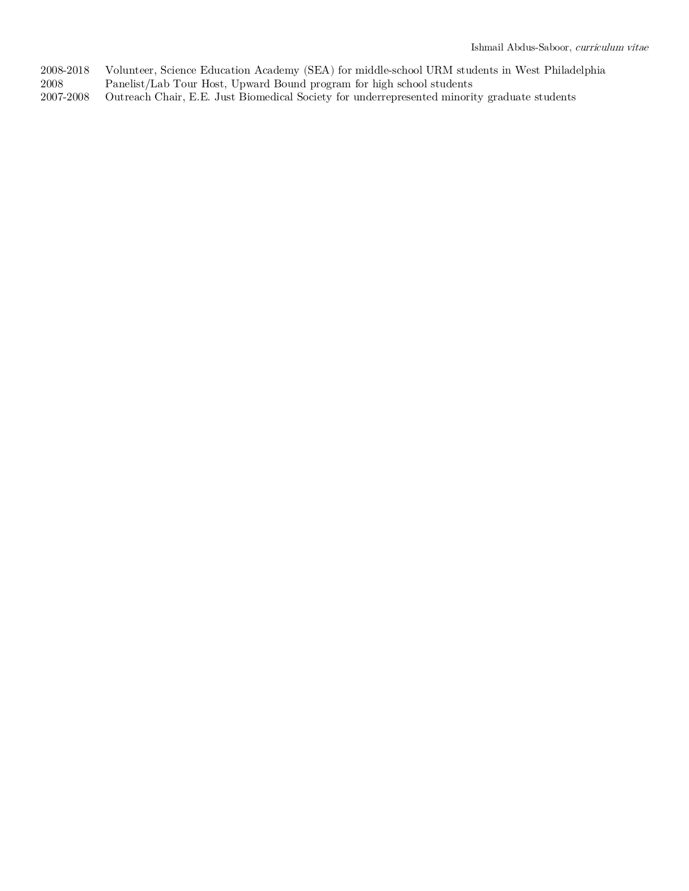| | |
|---|---|
| 2008-2018 | Volunteer, Science Education Academy (SEA) for middle-school URM students in West Philadelphia |
| 2008 | Panelist/Lab Tour Host, Upward Bound program for high school students |
| 2007-2008 | Outreach Chair, E.E. Just Biomedical Society for underrepresented minority graduate students |